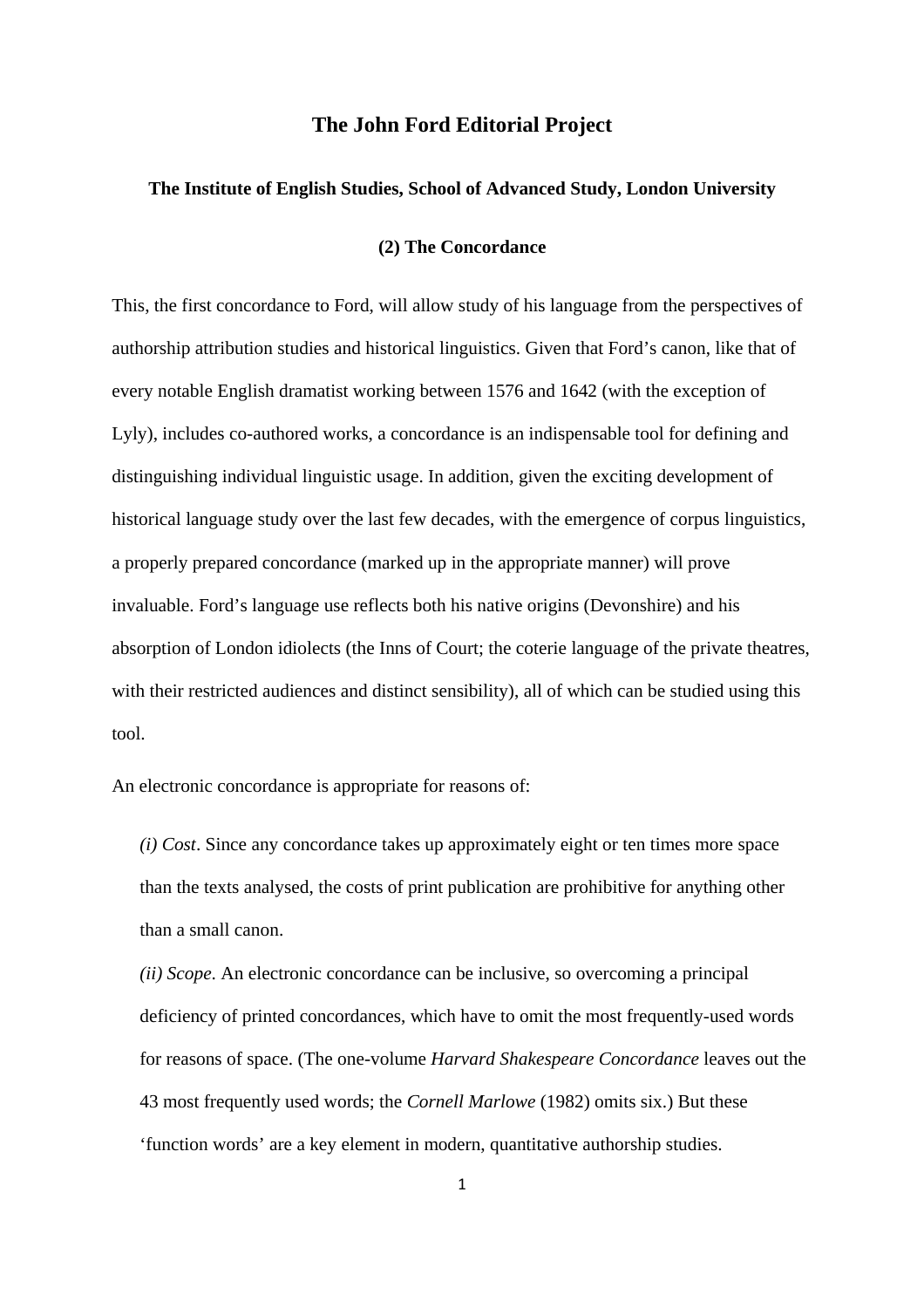# The John Ford Editorial Project

## The Institute of English Studies, School of Advanced Study, London University

### (2) The Concordance

This, the first concordance to Ford, will allow study of his language from the perspectives of authorship attribution studies and historical linguistics. Given that Ford's canon, like that of every notable English dramatist working between 1576 and 1642 (with the exception of Lyly), includes co-authored works, a concordance is an indispensable tool for defining and distinguishing individual linguistic usage. In addition, given the exciting development of historical language study over the last few decades, with the emergence of corpus linguistics, a properly prepared concordance (marked up in the appropriate manner) will prove invaluable. Ford's language use reflects both his native origins (Devonshire) and his absorption of London idiolects (the Inns of Court; the coterie language of the private theatres, with their restricted audiences and distinct sensibility), all of which can be studied using this tool.

An electronic concordance is appropriate for reasons of:

*(i) Cost*. Since any concordance takes up approximately eight or ten times more space than the texts analysed, the costs of print publication are prohibitive for anything other than a small canon.

*(ii) Scope*. An electronic concordance can be inclusive, so overcoming a principal deficiency of printed concordances, which have to omit the most frequently-used words for reasons of space. (The one-volume *Harvard Shakespeare Concordance* leaves out the 43 most frequently used words; the *Cornell Marlowe* (1982) omits six.) But these 'function words' are a key element in modern, quantitative authorship studies.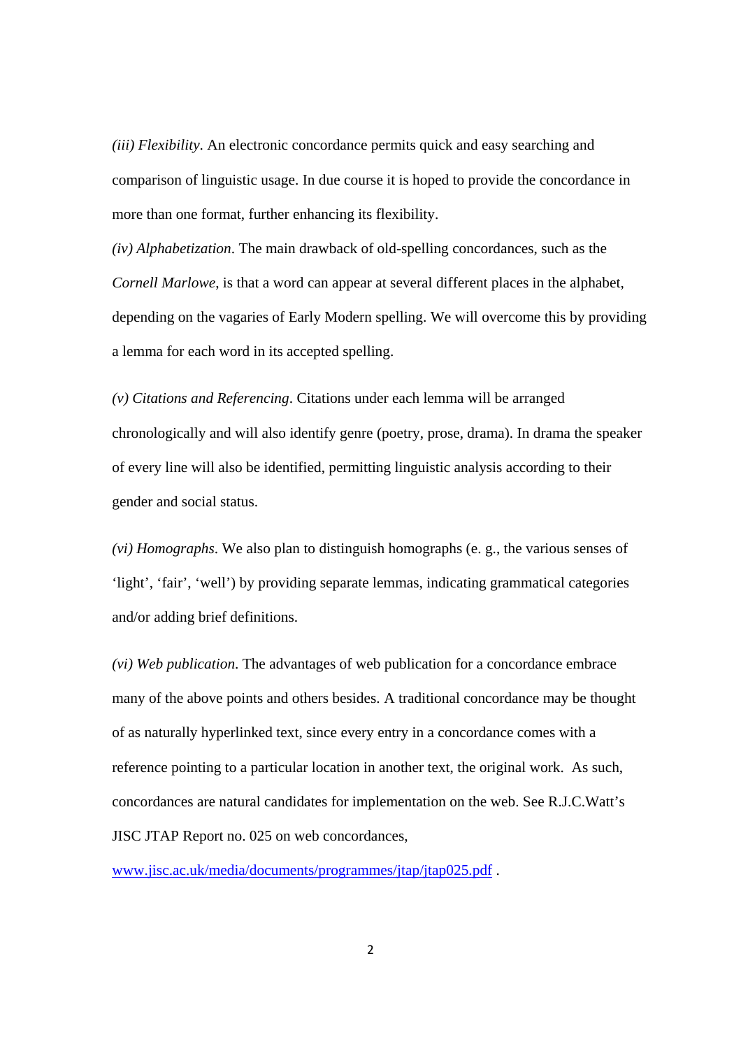*(iii) Flexibility*. An electronic concordance permits quick and easy searching and comparison of linguistic usage. In due course it is hoped to provide the concordance in more than one format, further enhancing its flexibility.

*(iv) Alphabetization*. The main drawback of old-spelling concordances, such as the *Cornell Marlowe*, is that a word can appear at several different places in the alphabet, depending on the vagaries of Early Modern spelling. We will overcome this by providing a lemma for each word in its accepted spelling.

*(v) Citations and Referencing*. Citations under each lemma will be arranged chronologically and will also identify genre (poetry, prose, drama). In drama the speaker of every line will also be identified, permitting linguistic analysis according to their gender and social status.

*(vi) Homographs*. We also plan to distinguish homographs (e. g., the various senses of 'light', 'fair', 'well') by providing separate lemmas, indicating grammatical categories and/or adding brief definitions.

*(vi) Web publication*. The advantages of web publication for a concordance embrace many of the above points and others besides. A traditional concordance may be thought of as naturally hyperlinked text, since every entry in a concordance comes with a reference pointing to a particular location in another text, the original work. As such, concordances are natural candidates for implementation on the web. See R.J.C.Watt's JISC JTAP Report no. 025 on web concordances, [www.jisc.ac.uk/media/documents/programmes/jtap/jtap025.pdf](www.jisc.ac.uk/media/documents/programmes/jtap/jtap025.pdf) .